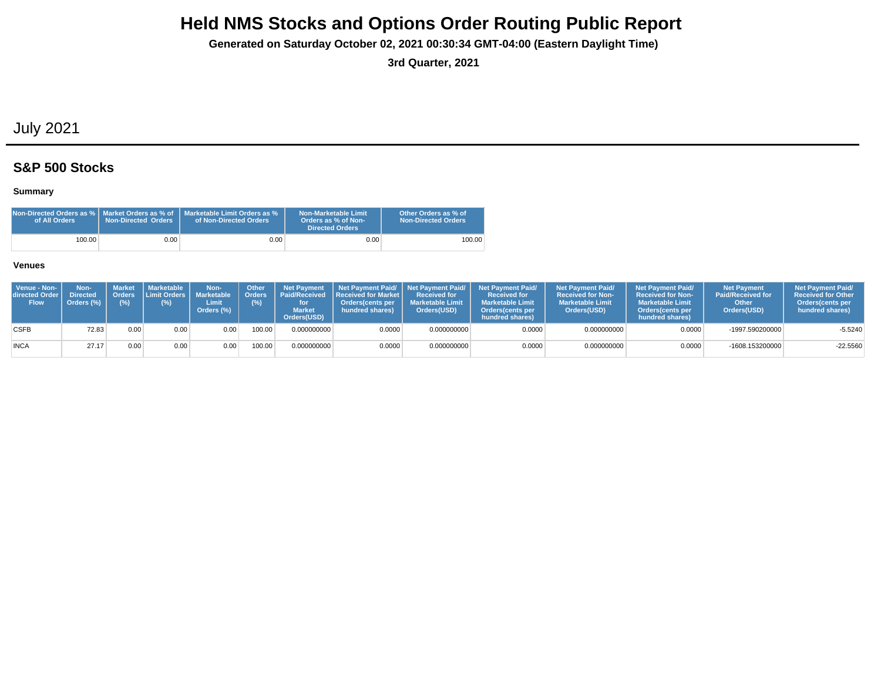# Held NMS Stocks and Options Order Routing Public Report

**Generated on Saturday October 02, 2021 00:30:34 GMT-04:00 (Eastern Daylight Time)**

**3rd Quarter, 2021**

## July 2021

### S&P 500 Stocks

#### Summary

| Non-Directed Orders as % of All Orders | Market Orders as % of Non-Directed Orders | Marketable Limit Orders as % of Non-Directed Orders | Non-Marketable Limit Orders as % of Non-Directed Orders | Other Orders as % of Non-Directed Orders |
|---|---|---|---|---|
| 100.00 | 0.00 | 0.00 | 0.00 | 100.00 |

#### Venues

| Venue - Non-directed Order Flow | Non-Directed Orders (%) | Market Orders (%) | Marketable Limit Orders (%) | Non-Marketable Limit Orders (%) | Other Orders (%) | Net Payment Paid/Received for Market Orders(USD) | Net Payment Paid/ Received for Market Orders(cents per hundred shares) | Net Payment Paid/ Received for Marketable Limit Orders(USD) | Net Payment Paid/ Received for Marketable Limit Orders(cents per hundred shares) | Net Payment Paid/ Received for Non-Marketable Limit Orders(USD) | Net Payment Paid/ Received for Non-Marketable Limit Orders(cents per hundred shares) | Net Payment Paid/Received for Other Orders(USD) | Net Payment Paid/ Received for Other Orders(cents per hundred shares) |
|---|---|---|---|---|---|---|---|---|---|---|---|---|---|
| CSFB | 72.83 | 0.00 | 0.00 | 0.00 | 100.00 | 0.000000000 | 0.0000 | 0.000000000 | 0.0000 | 0.000000000 | 0.0000 | -1997.590200000 | -5.5240 |
| INCA | 27.17 | 0.00 | 0.00 | 0.00 | 100.00 | 0.000000000 | 0.0000 | 0.000000000 | 0.0000 | 0.000000000 | 0.0000 | -1608.153200000 | -22.5560 |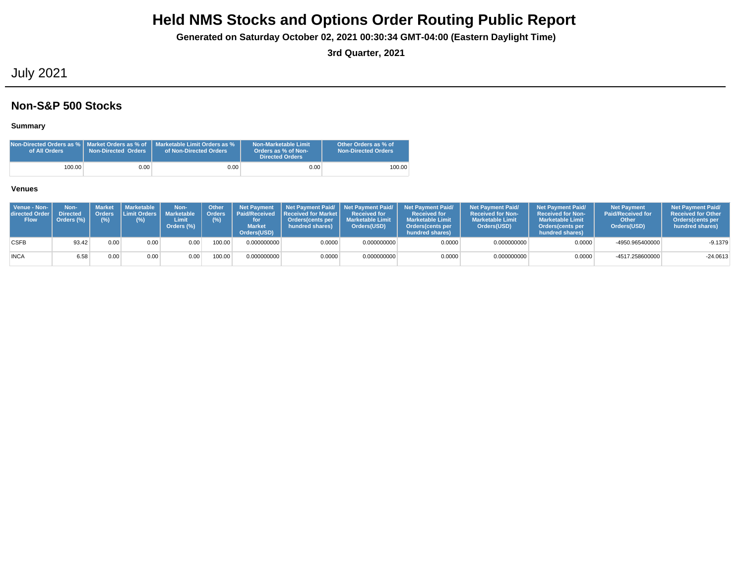# Held NMS Stocks and Options Order Routing Public Report

**Generated on Saturday October 02, 2021 00:30:34 GMT-04:00 (Eastern Daylight Time)**

**3rd Quarter, 2021**

## July 2021

### Non-S&P 500 Stocks

#### Summary

| Non-Directed Orders as % of All Orders | Market Orders as % of Non-Directed Orders | Marketable Limit Orders as % of Non-Directed Orders | Non-Marketable Limit Orders as % of Non-Directed Orders | Other Orders as % of Non-Directed Orders |
|---|---|---|---|---|
| 100.00 | 0.00 | 0.00 | 0.00 | 100.00 |

#### Venues

| Venue - Non-directed Order Flow | Non-Directed Orders (%) | Market Orders (%) | Marketable Limit Orders (%) | Non-Marketable Limit Orders (%) | Other Orders (%) | Net Payment Paid/Received for Market Orders(USD) | Net Payment Paid/Received for Market Orders(cents per hundred shares) | Net Payment Paid/Received for Marketable Limit Orders(USD) | Net Payment Paid/Received for Marketable Limit Orders(cents per hundred shares) | Net Payment Paid/Received for Non-Marketable Limit Orders(USD) | Net Payment Paid/Received for Non-Marketable Limit Orders(cents per hundred shares) | Net Payment Paid/Received for Other Orders(USD) | Net Payment Paid/Received for Other Orders(cents per hundred shares) |
|---|---|---|---|---|---|---|---|---|---|---|---|---|---|
| CSFB | 93.42 | 0.00 | 0.00 | 0.00 | 100.00 | 0.000000000 | 0.0000 | 0.000000000 | 0.0000 | 0.000000000 | 0.0000 | -4950.965400000 | -9.1379 |
| INCA | 6.58 | 0.00 | 0.00 | 0.00 | 100.00 | 0.000000000 | 0.0000 | 0.000000000 | 0.0000 | 0.000000000 | 0.0000 | -4517.258600000 | -24.0613 |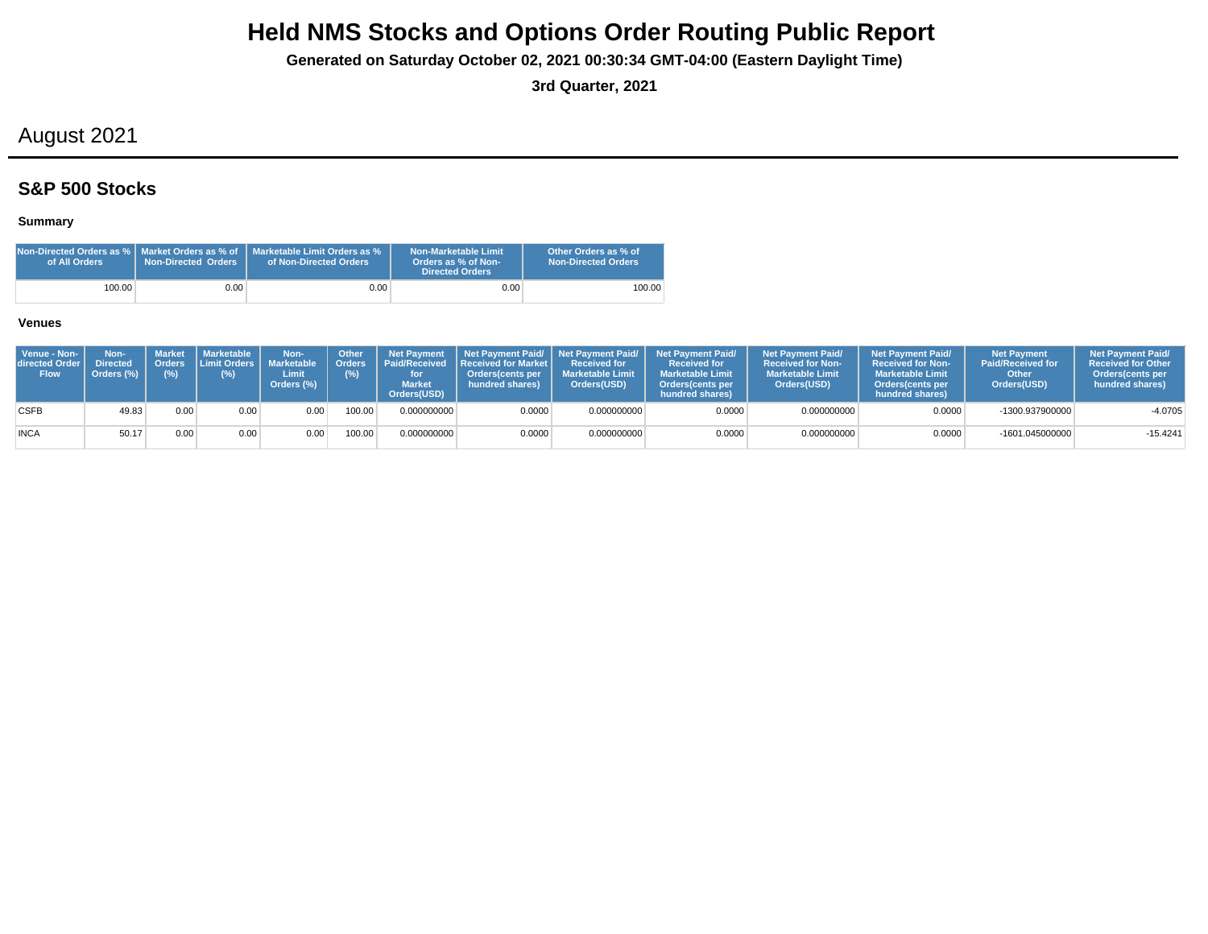# Held NMS Stocks and Options Order Routing Public Report

**Generated on Saturday October 02, 2021 00:30:34 GMT-04:00 (Eastern Daylight Time)**

**3rd Quarter, 2021**

## August 2021

### S&P 500 Stocks

#### Summary

| Non-Directed Orders as % of All Orders | Market Orders as % of Non-Directed Orders | Marketable Limit Orders as % of Non-Directed Orders | Non-Marketable Limit Orders as % of Non-Directed Orders | Other Orders as % of Non-Directed Orders |
|---|---|---|---|---|
| 100.00 | 0.00 | 0.00 | 0.00 | 100.00 |

#### Venues

| Venue - Non-directed Order Flow | Non-Directed Orders (%) | Market Orders (%) | Marketable Limit Orders (%) | Non-Marketable Limit Orders (%) | Other Orders (%) | Net Payment Paid/Received for Market Orders(USD) | Net Payment Paid/ Received for Market Orders(cents per hundred shares) | Net Payment Paid/ Received for Marketable Limit Orders(USD) | Net Payment Paid/ Received for Marketable Limit Orders(cents per hundred shares) | Net Payment Paid/ Received for Non-Marketable Limit Orders(USD) | Net Payment Paid/ Received for Non-Marketable Limit Orders(cents per hundred shares) | Net Payment Paid/Received for Other Orders(USD) | Net Payment Paid/ Received for Other Orders(cents per hundred shares) |
|---|---|---|---|---|---|---|---|---|---|---|---|---|---|
| CSFB | 49.83 | 0.00 | 0.00 | 0.00 | 100.00 | 0.000000000 | 0.0000 | 0.000000000 | 0.0000 | 0.000000000 | 0.0000 | -1300.937900000 | -4.0705 |
| INCA | 50.17 | 0.00 | 0.00 | 0.00 | 100.00 | 0.000000000 | 0.0000 | 0.000000000 | 0.0000 | 0.000000000 | 0.0000 | -1601.045000000 | -15.4241 |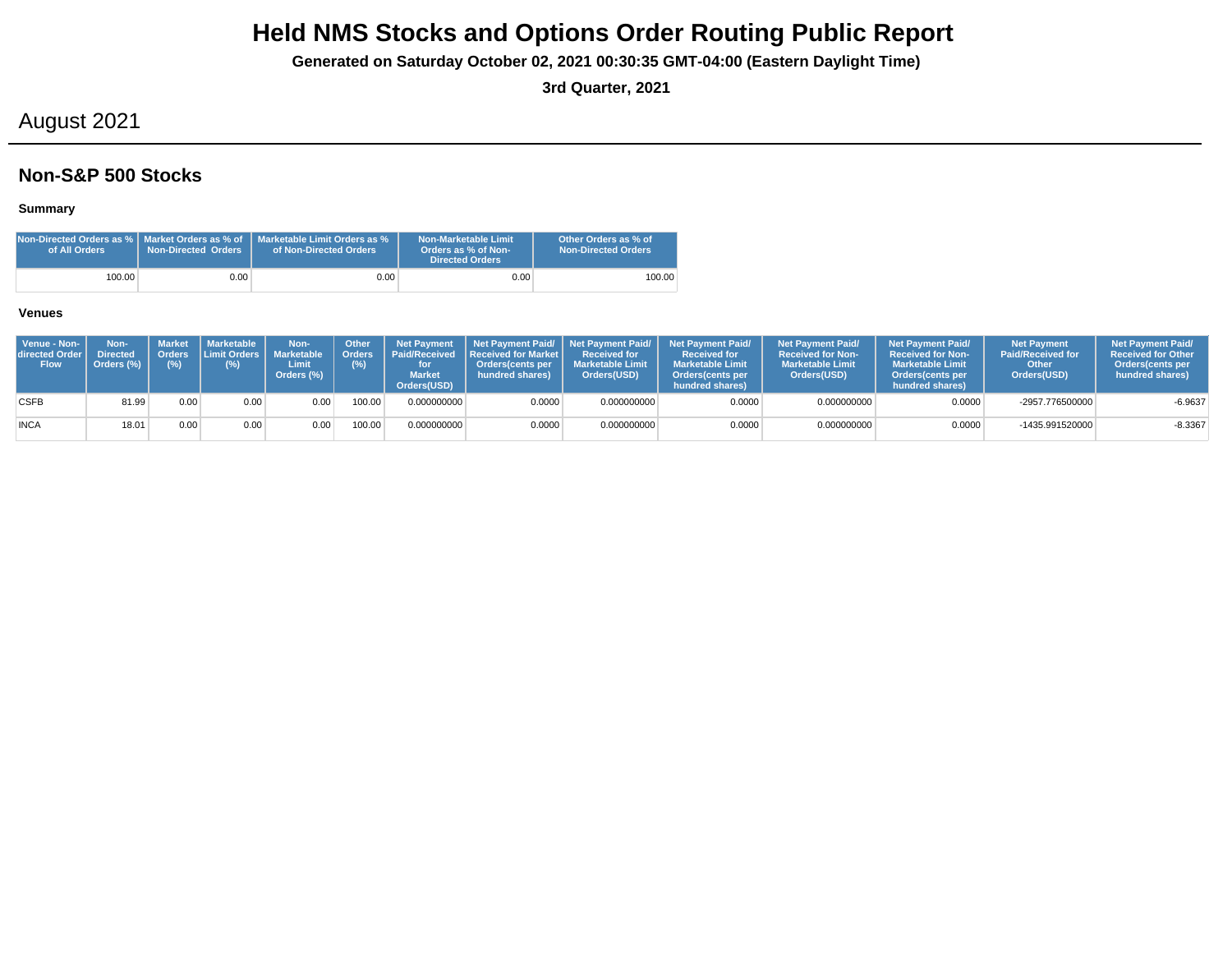# Held NMS Stocks and Options Order Routing Public Report

**Generated on Saturday October 02, 2021 00:30:35 GMT-04:00 (Eastern Daylight Time)**

**3rd Quarter, 2021**

## August 2021

## Non-S&P 500 Stocks

### Summary

| Non-Directed Orders as % of All Orders | Market Orders as % of Non-Directed Orders | Marketable Limit Orders as % of Non-Directed Orders | Non-Marketable Limit Orders as % of Non-Directed Orders | Other Orders as % of Non-Directed Orders |
|---|---|---|---|---|
| 100.00 | 0.00 | 0.00 | 0.00 | 100.00 |

### Venues

| Venue - Non-directed Order Flow | Non-Directed Orders (%) | Market Orders (%) | Marketable Limit Orders (%) | Non-Marketable Limit Orders (%) | Other Orders (%) | Net Payment Paid/Received for Market Orders(USD) | Net Payment Paid/ Received for Market Orders(cents per hundred shares) | Net Payment Paid/ Received for Marketable Limit Orders(USD) | Net Payment Paid/ Received for Marketable Limit Orders(cents per hundred shares) | Net Payment Paid/ Received for Non-Marketable Limit Orders(USD) | Net Payment Paid/ Received for Non-Marketable Limit Orders(cents per hundred shares) | Net Payment Paid/Received for Other Orders(USD) | Net Payment Paid/ Received for Other Orders(cents per hundred shares) |
|---|---|---|---|---|---|---|---|---|---|---|---|---|---|
| CSFB | 81.99 | 0.00 | 0.00 | 0.00 | 100.00 | 0.000000000 | 0.0000 | 0.000000000 | 0.0000 | 0.000000000 | 0.0000 | -2957.776500000 | -6.9637 |
| INCA | 18.01 | 0.00 | 0.00 | 0.00 | 100.00 | 0.000000000 | 0.0000 | 0.000000000 | 0.0000 | 0.000000000 | 0.0000 | -1435.991520000 | -8.3367 |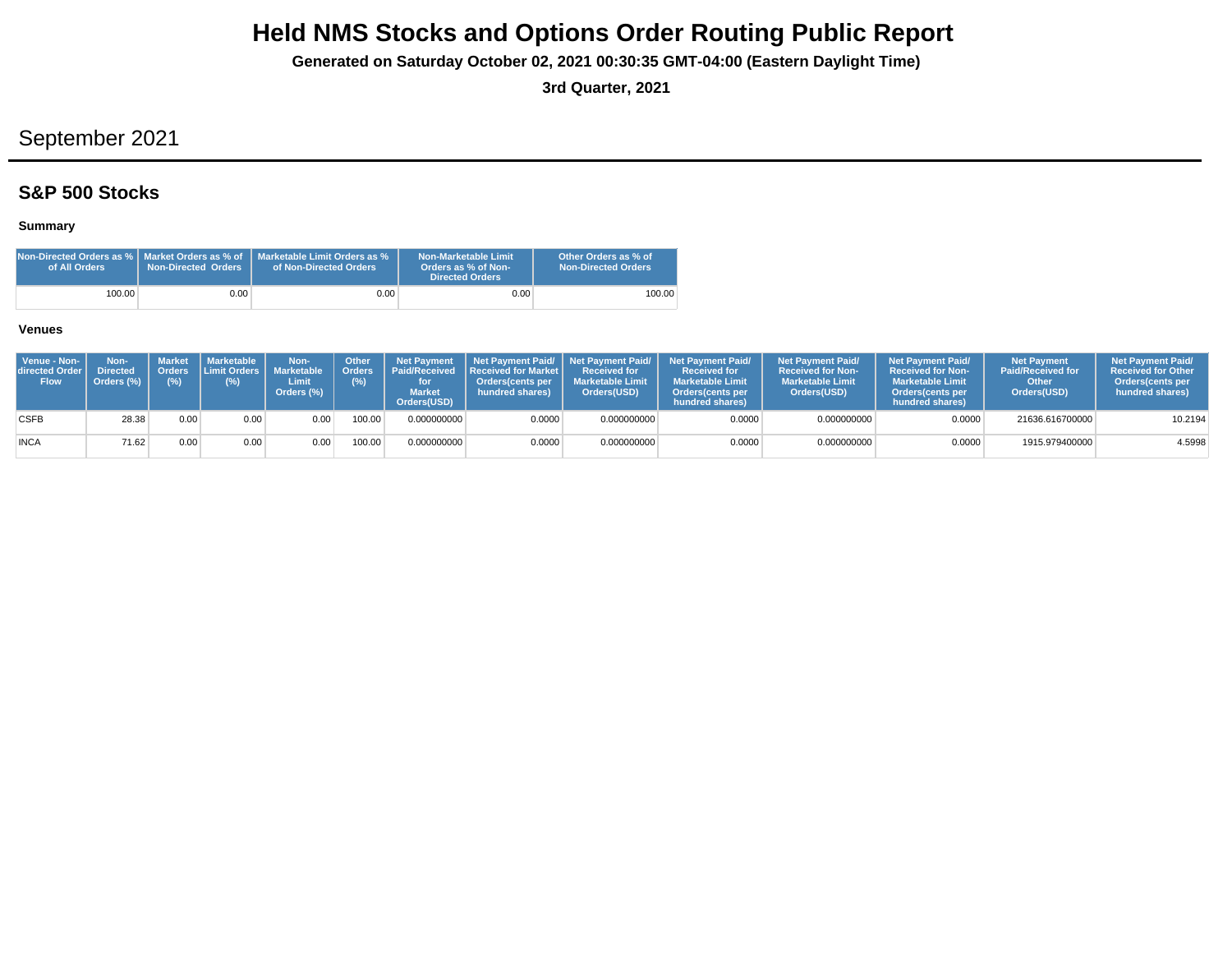# Held NMS Stocks and Options Order Routing Public Report

**Generated on Saturday October 02, 2021 00:30:35 GMT-04:00 (Eastern Daylight Time)**

**3rd Quarter, 2021**

## September 2021

### S&P 500 Stocks

#### Summary

| Non-Directed Orders as % of All Orders | Market Orders as % of Non-Directed Orders | Marketable Limit Orders as % of Non-Directed Orders | Non-Marketable Limit Orders as % of Non-Directed Orders | Other Orders as % of Non-Directed Orders |
|---|---|---|---|---|
| 100.00 | 0.00 | 0.00 | 0.00 | 100.00 |

#### Venues

| Venue - Non-directed Order Flow | Non-Directed Orders (%) | Market Orders (%) | Marketable Limit Orders (%) | Non-Marketable Limit Orders (%) | Other Orders (%) | Net Payment Paid/Received for Market Orders(USD) | Net Payment Paid/ Received for Market Orders(cents per hundred shares) | Net Payment Paid/ Received for Marketable Limit Orders(USD) | Net Payment Paid/ Received for Marketable Limit Orders(cents per hundred shares) | Net Payment Paid/ Received for Non-Marketable Limit Orders(USD) | Net Payment Paid/ Received for Non-Marketable Limit Orders(cents per hundred shares) | Net Payment Paid/Received for Other Orders(USD) | Net Payment Paid/ Received for Other Orders(cents per hundred shares) |
|---|---|---|---|---|---|---|---|---|---|---|---|---|---|
| CSFB | 28.38 | 0.00 | 0.00 | 0.00 | 100.00 | 0.000000000 | 0.0000 | 0.000000000 | 0.0000 | 0.000000000 | 0.0000 | 21636.616700000 | 10.2194 |
| INCA | 71.62 | 0.00 | 0.00 | 0.00 | 100.00 | 0.000000000 | 0.0000 | 0.000000000 | 0.0000 | 0.000000000 | 0.0000 | 1915.979400000 | 4.5998 |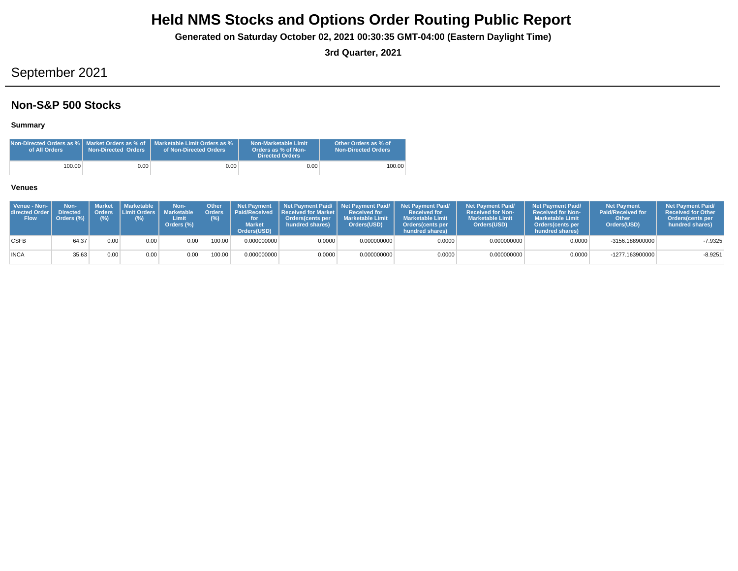# Held NMS Stocks and Options Order Routing Public Report

**Generated on Saturday October 02, 2021 00:30:35 GMT-04:00 (Eastern Daylight Time)**

**3rd Quarter, 2021**

## September 2021

### Non-S&P 500 Stocks

#### Summary

| Non-Directed Orders as % of All Orders | Market Orders as % of Non-Directed Orders | Marketable Limit Orders as % of Non-Directed Orders | Non-Marketable Limit Orders as % of Non-Directed Orders | Other Orders as % of Non-Directed Orders |
|---|---|---|---|---|
| 100.00 | 0.00 | 0.00 | 0.00 | 100.00 |

#### Venues

| Venue - Non-directed Order Flow | Non-Directed Orders (%) | Market Orders (%) | Marketable Limit Orders (%) | Non-Marketable Limit Orders (%) | Other Orders (%) | Net Payment Paid/Received for Market Orders(USD) | Net Payment Paid/ Received for Market Orders(cents per hundred shares) | Net Payment Paid/ Received for Marketable Limit Orders(USD) | Net Payment Paid/ Received for Marketable Limit Orders(cents per hundred shares) | Net Payment Paid/ Received for Non-Marketable Limit Orders(USD) | Net Payment Paid/ Received for Non-Marketable Limit Orders(cents per hundred shares) | Net Payment Paid/Received for Other Orders(USD) | Net Payment Paid/ Received for Other Orders(cents per hundred shares) |
|---|---|---|---|---|---|---|---|---|---|---|---|---|---|
| CSFB | 64.37 | 0.00 | 0.00 | 0.00 | 100.00 | 0.000000000 | 0.0000 | 0.000000000 | 0.0000 | 0.000000000 | 0.0000 | -3156.188900000 | -7.9325 |
| INCA | 35.63 | 0.00 | 0.00 | 0.00 | 100.00 | 0.000000000 | 0.0000 | 0.000000000 | 0.0000 | 0.000000000 | 0.0000 | -1277.163900000 | -8.9251 |